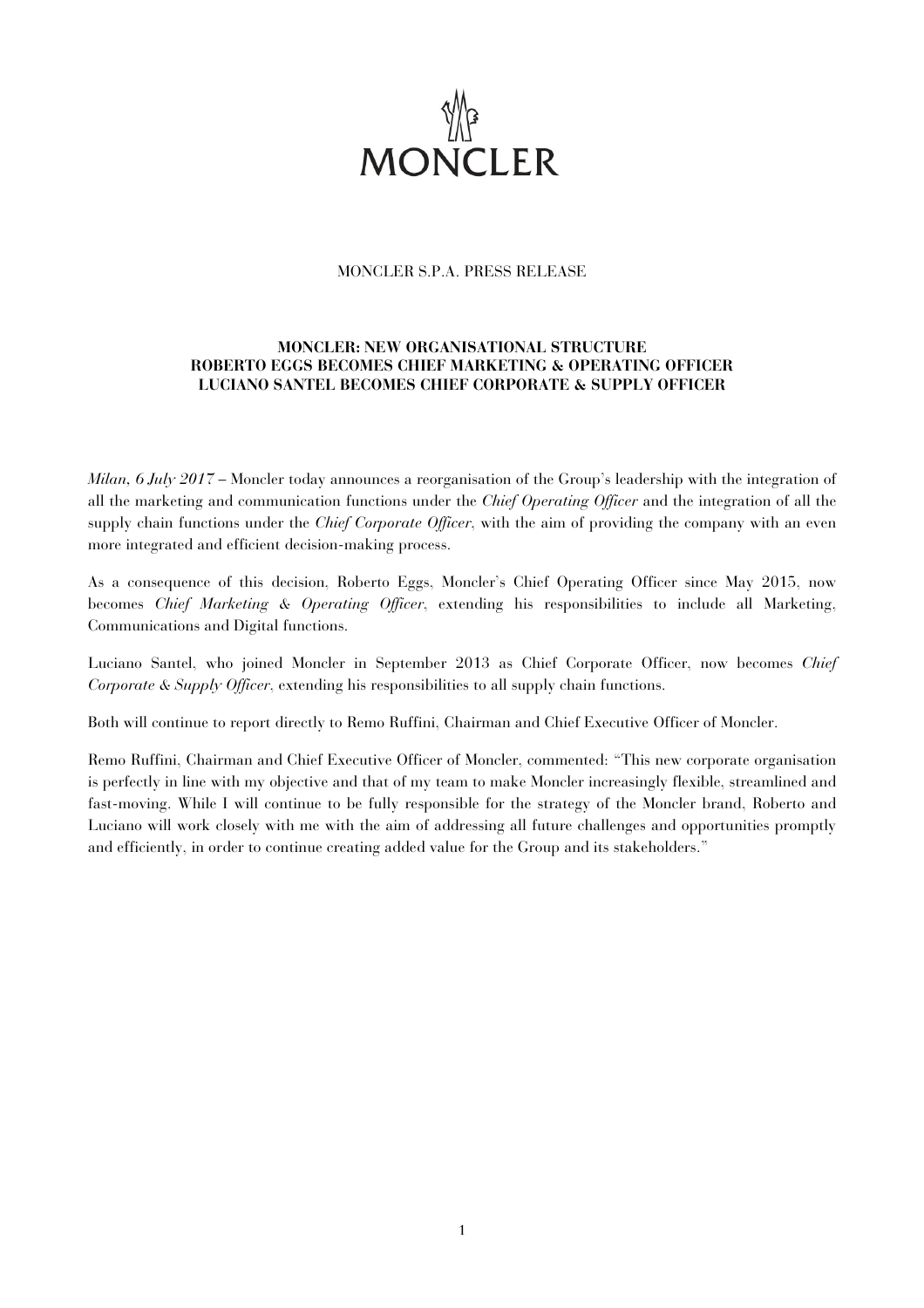MONCLER

MONCLER S.P.A. PRESS RELEASE

**MONCLER: NEW ORGANISATIONAL STRUCTURE**
**ROBERTO EGGS BECOMES CHIEF MARKETING & OPERATING OFFICER**
**LUCIANO SANTEL BECOMES CHIEF CORPORATE & SUPPLY OFFICER**

*Milan, 6 July 2017* – Moncler today announces a reorganisation of the Group's leadership with the integration of all the marketing and communication functions under the *Chief Operating Officer* and the integration of all the supply chain functions under the *Chief Corporate Officer*, with the aim of providing the company with an even more integrated and efficient decision-making process.

As a consequence of this decision, Roberto Eggs, Moncler's Chief Operating Officer since May 2015, now becomes *Chief Marketing & Operating Officer*, extending his responsibilities to include all Marketing, Communications and Digital functions.

Luciano Santel, who joined Moncler in September 2013 as Chief Corporate Officer, now becomes *Chief Corporate & Supply Officer*, extending his responsibilities to all supply chain functions.

Both will continue to report directly to Remo Ruffini, Chairman and Chief Executive Officer of Moncler.

Remo Ruffini, Chairman and Chief Executive Officer of Moncler, commented: "This new corporate organisation is perfectly in line with my objective and that of my team to make Moncler increasingly flexible, streamlined and fast-moving. While I will continue to be fully responsible for the strategy of the Moncler brand, Roberto and Luciano will work closely with me with the aim of addressing all future challenges and opportunities promptly and efficiently, in order to continue creating added value for the Group and its stakeholders."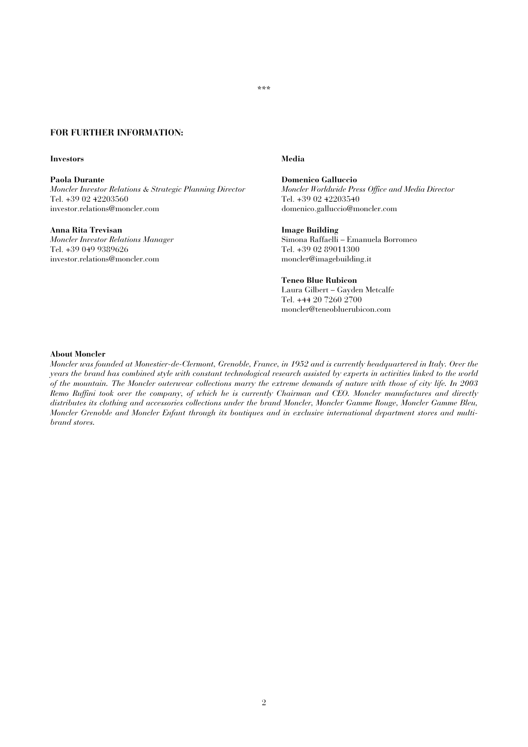\*\*\*

**FOR FURTHER INFORMATION:**

**Investors**

**Paola Durante**
*Moncler Investor Relations & Strategic Planning Director*
Tel. +39 02 42203560
investor.relations@moncler.com

**Anna Rita Trevisan**
*Moncler Investor Relations Manager*
Tel. +39 049 9389626
investor.relations@moncler.com

**Media**

**Domenico Galluccio**
*Moncler Worldwide Press Office and Media Director*
Tel. +39 02 42203540
domenico.galluccio@moncler.com

**Image Building**
Simona Raffaelli – Emanuela Borromeo
Tel. +39 02 89011300
moncler@imagebuilding.it

**Teneo Blue Rubicon**
Laura Gilbert – Gayden Metcalfe
Tel. +44 20 7260 2700
moncler@teneobluerubicon.com

**About Moncler**

*Moncler was founded at Monestier-de-Clermont, Grenoble, France, in 1952 and is currently headquartered in Italy. Over the years the brand has combined style with constant technological research assisted by experts in activities linked to the world of the mountain. The Moncler outerwear collections marry the extreme demands of nature with those of city life. In 2003 Remo Ruffini took over the company, of which he is currently Chairman and CEO. Moncler manufactures and directly distributes its clothing and accessories collections under the brand Moncler, Moncler Gamme Rouge, Moncler Gamme Bleu, Moncler Grenoble and Moncler Enfant through its boutiques and in exclusive international department stores and multi-brand stores.*